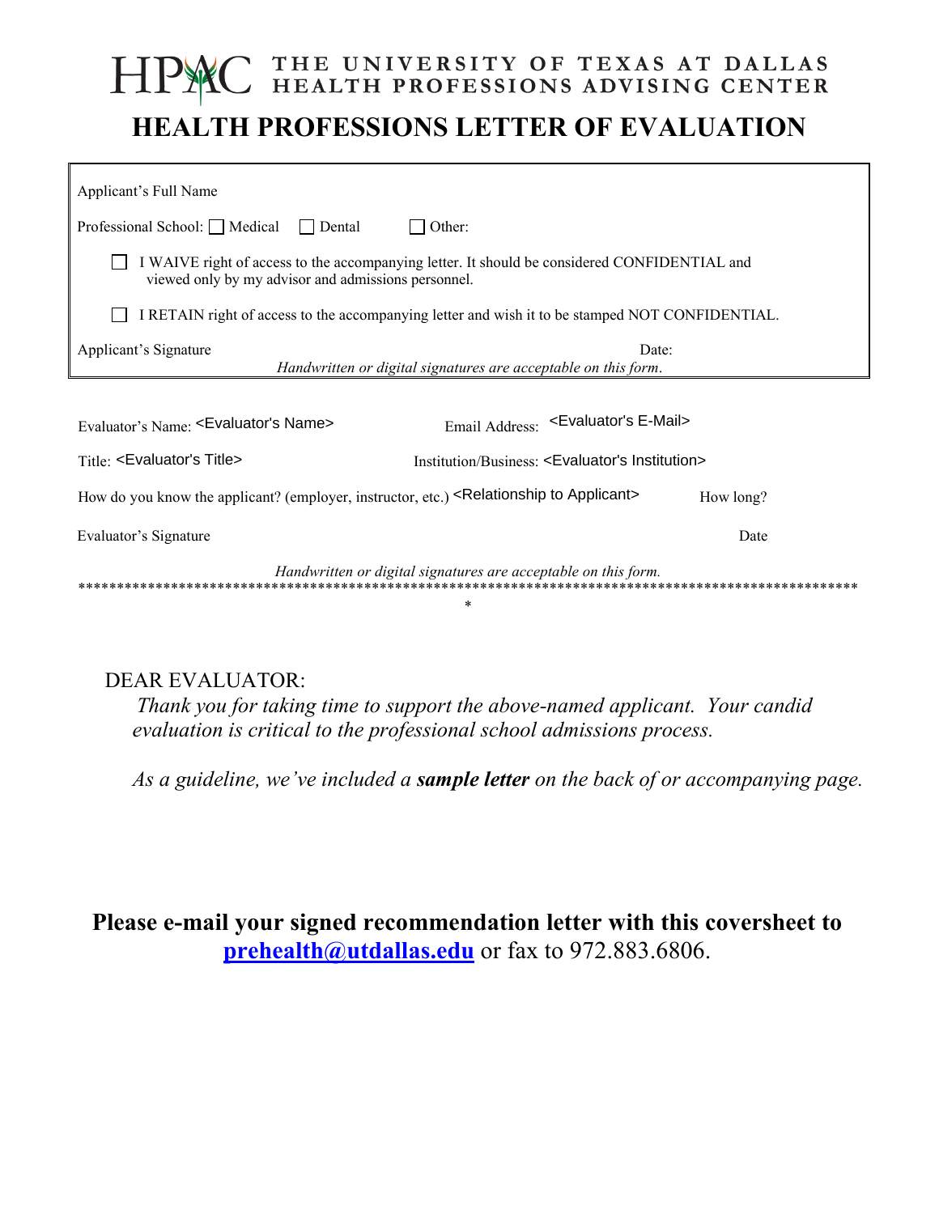HPAC THE UNIVERSITY OF TEXAS AT DALLAS
HEALTH PROFESSIONS ADVISING CENTER

# HEALTH PROFESSIONS LETTER OF EVALUATION

Applicant's Full Name

Professional School: ☐ Medical ☐ Dental ☐ Other:

☐ I WAIVE right of access to the accompanying letter. It should be considered CONFIDENTIAL and viewed only by my advisor and admissions personnel.

☐ I RETAIN right of access to the accompanying letter and wish it to be stamped NOT CONFIDENTIAL.

Applicant's Signature Date:

*Handwritten or digital signatures are acceptable on this form.*

Evaluator's Name: <Evaluator's Name> Email Address: <Evaluator's E-Mail>

Title: <Evaluator's Title> Institution/Business: <Evaluator's Institution>

How do you know the applicant? (employer, instructor, etc.) <Relationship to Applicant> How long?

Evaluator's Signature Date

*Handwritten or digital signatures are acceptable on this form.*

*******************************************************************************************************

DEAR EVALUATOR:

*Thank you for taking time to support the above-named applicant. Your candid evaluation is critical to the professional school admissions process.*

*As a guideline, we've included a **sample letter** on the back of or accompanying page.*

**Please e-mail your signed recommendation letter with this coversheet to prehealth@utdallas.edu** or fax to 972.883.6806.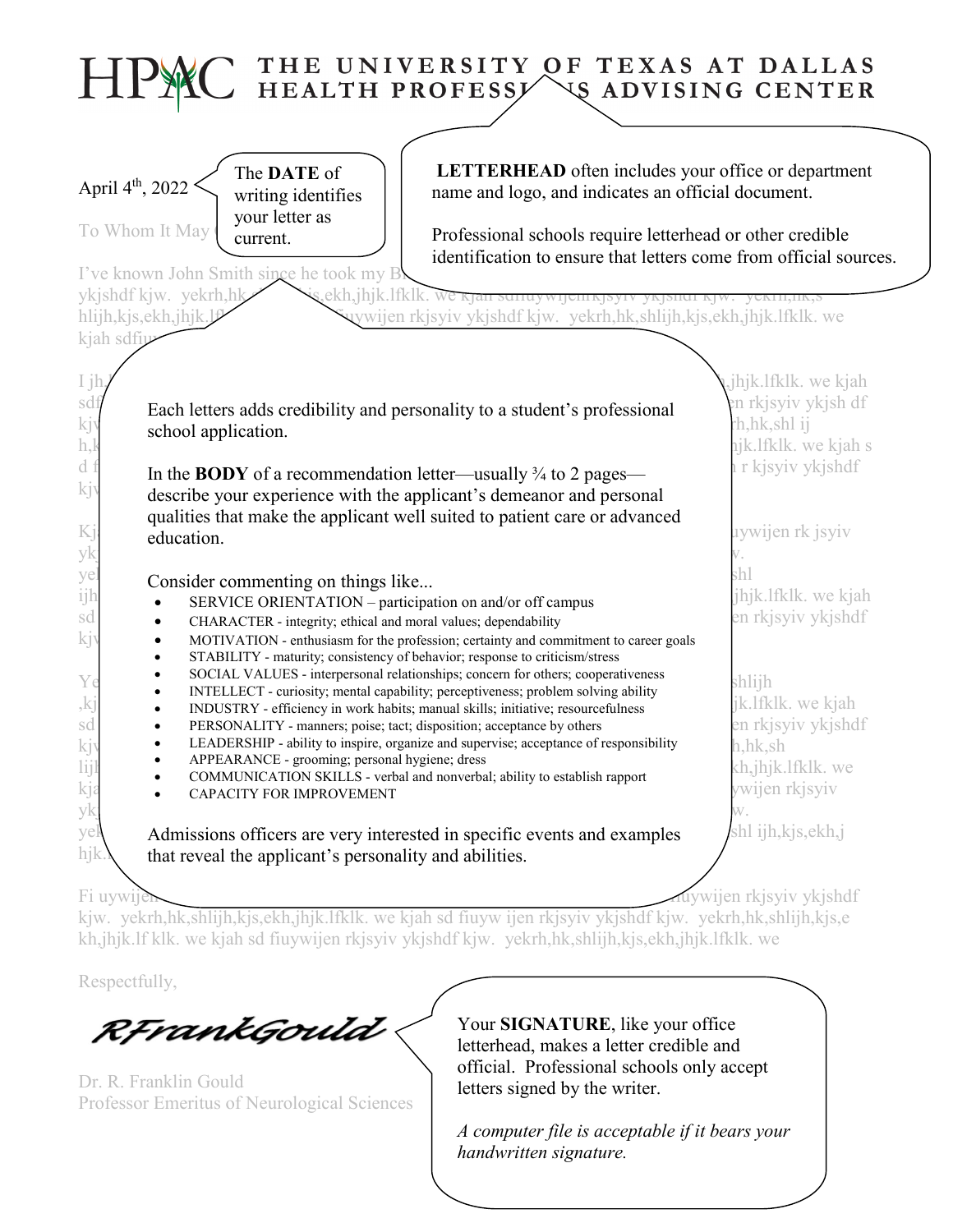# THE UNIVERSITY OF TEXAS AT DALLAS
## HEALTH PROFESSIONS ADVISING CENTER

**LETTERHEAD** often includes your office or department name and logo, and indicates an official document.

Professional schools require letterhead or other credible identification to ensure that letters come from official sources.

April 4th, 2022

The **DATE** of writing identifies your letter as current.

To Whom It May Concern:

I've known John Smith since he took my B... ykjshdf kjw. yekrh,hk,shlijh,kjs,ekh,jhjk.lfklk. we kjah sdfiuywijenrkjsyiv ykjshdf kjw. yekrh,hk,s hlijh,kjs,ekh,jhjk.lfklk. we kjah sdfiuywijen rkjsyiv ykjshdf kjw. yekrh,hk,shlijh,kjs,ekh,jhjk.lfklk. we kjah sdfiu...

Each letters adds credibility and personality to a student's professional school application.

In the **BODY** of a recommendation letter—usually ¾ to 2 pages—describe your experience with the applicant's demeanor and personal qualities that make the applicant well suited to patient care or advanced education.

Consider commenting on things like...

- SERVICE ORIENTATION – participation on and/or off campus
- CHARACTER - integrity; ethical and moral values; dependability
- MOTIVATION - enthusiasm for the profession; certainty and commitment to career goals
- STABILITY - maturity; consistency of behavior; response to criticism/stress
- SOCIAL VALUES - interpersonal relationships; concern for others; cooperativeness
- INTELLECT - curiosity; mental capability; perceptiveness; problem solving ability
- INDUSTRY - efficiency in work habits; manual skills; initiative; resourcefulness
- PERSONALITY - manners; poise; tact; disposition; acceptance by others
- LEADERSHIP - ability to inspire, organize and supervise; acceptance of responsibility
- APPEARANCE - grooming; personal hygiene; dress
- COMMUNICATION SKILLS - verbal and nonverbal; ability to establish rapport
- CAPACITY FOR IMPROVEMENT

Admissions officers are very interested in specific events and examples that reveal the applicant's personality and abilities.

Fi uywijen ... fiuywijen rkjsyiv ykjshdf kjw. yekrh,hk,shlijh,kjs,ekh,jhjk.lfklk. we kjah sd fiuyw ijen rkjsyiv ykjshdf kjw. yekrh,hk,shlijh,kjs,e kh,jhjk.lf klk. we kjah sd fiuywijen rkjsyiv ykjshdf kjw. yekrh,hk,shlijh,kjs,ekh,jhjk.lfklk. we

Respectfully,

RFrankGould

Dr. R. Franklin Gould
Professor Emeritus of Neurological Sciences

Your **SIGNATURE**, like your office letterhead, makes a letter credible and official. Professional schools only accept letters signed by the writer.

*A computer file is acceptable if it bears your handwritten signature.*